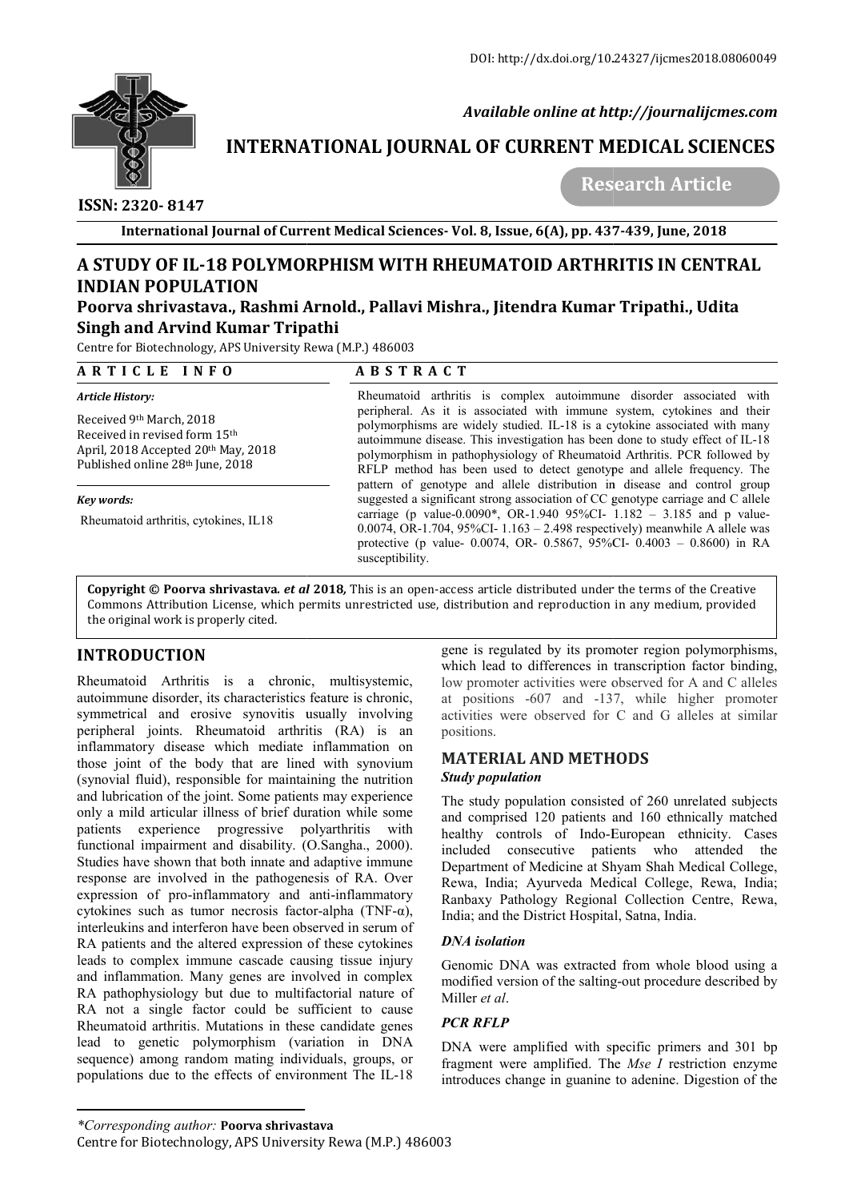DOI: http://dx.doi.org/10.24327/ijcmes2018.08060049

*Available online at http://journalijcmes.com*

# INTERNATIONAL JOURNAL OF CURRENT MEDICAL SCIENCES

**Research Article**

**ISSN: 2320- 8147**

# A STUDY OF IL-18 POLYMORPHISM WITH RHEUMATOID ARTHRITIS IN CENTRAL INDIAN POPULATION

**Poorva shrivastava., Rashmi Arnold., Pallavi Mishra., Jitendra Kumar Tripathi., Udita Singh and Arvind Kumar Tripathi**

Centre for Biotechnology, APS University Rewa (M.P.) 486003

## ARTICLE INFO

*Article History:*

Received 9th March, 2018
Received in revised form 15th April, 2018 Accepted 20th May, 2018
Published online 28th June, 2018

*Key words:*

Rheumatoid arthritis, cytokines, IL18

## ABSTRACT

Rheumatoid arthritis is complex autoimmune disorder associated with peripheral. As it is associated with immune system, cytokines and their polymorphisms are widely studied. IL-18 is a cytokine associated with many autoimmune disease. This investigation has been done to study effect of IL-18 polymorphism in pathophysiology of Rheumatoid Arthritis. PCR followed by RFLP method has been used to detect genotype and allele frequency. The pattern of genotype and allele distribution in disease and control group suggested a significant strong association of CC genotype carriage and C allele carriage (p value-0.0090*, OR-1.940 95%CI- 1.182 – 3.185 and p value-0.0074, OR-1.704, 95%CI- 1.163 – 2.498 respectively) meanwhile A allele was protective (p value- 0.0074, OR- 0.5867, 95%CI- 0.4003 – 0.8600) in RA susceptibility.

**Copyright © Poorva shrivastava. *et al* 2018,** This is an open-access article distributed under the terms of the Creative Commons Attribution License, which permits unrestricted use, distribution and reproduction in any medium, provided the original work is properly cited.

## INTRODUCTION

Rheumatoid Arthritis is a chronic, multisystemic, autoimmune disorder, its characteristics feature is chronic, symmetrical and erosive synovitis usually involving peripheral joints. Rheumatoid arthritis (RA) is an inflammatory disease which mediate inflammation on those joint of the body that are lined with synovium (synovial fluid), responsible for maintaining the nutrition and lubrication of the joint. Some patients may experience only a mild articular illness of brief duration while some patients experience progressive polyarthritis with functional impairment and disability. (O.Sangha., 2000). Studies have shown that both innate and adaptive immune response are involved in the pathogenesis of RA. Over expression of pro-inflammatory and anti-inflammatory cytokines such as tumor necrosis factor-alpha (TNF-α), interleukins and interferon have been observed in serum of RA patients and the altered expression of these cytokines leads to complex immune cascade causing tissue injury and inflammation. Many genes are involved in complex RA pathophysiology but due to multifactorial nature of RA not a single factor could be sufficient to cause Rheumatoid arthritis. Mutations in these candidate genes lead to genetic polymorphism (variation in DNA sequence) among random mating individuals, groups, or populations due to the effects of environment The IL-18 gene is regulated by its promoter region polymorphisms, which lead to differences in transcription factor binding, low promoter activities were observed for A and C alleles at positions -607 and -137, while higher promoter activities were observed for C and G alleles at similar positions.

## MATERIAL AND METHODS

### *Study population*

The study population consisted of 260 unrelated subjects and comprised 120 patients and 160 ethnically matched healthy controls of Indo-European ethnicity. Cases included consecutive patients who attended the Department of Medicine at Shyam Shah Medical College, Rewa, India; Ayurveda Medical College, Rewa, India; Ranbaxy Pathology Regional Collection Centre, Rewa, India; and the District Hospital, Satna, India.

### *DNA isolation*

Genomic DNA was extracted from whole blood using a modified version of the salting-out procedure described by Miller *et al*.

### *PCR RFLP*

DNA were amplified with specific primers and 301 bp fragment were amplified. The *Mse I* restriction enzyme introduces change in guanine to adenine. Digestion of the

---

*\*Corresponding author:* **Poorva shrivastava**
Centre for Biotechnology, APS University Rewa (M.P.) 486003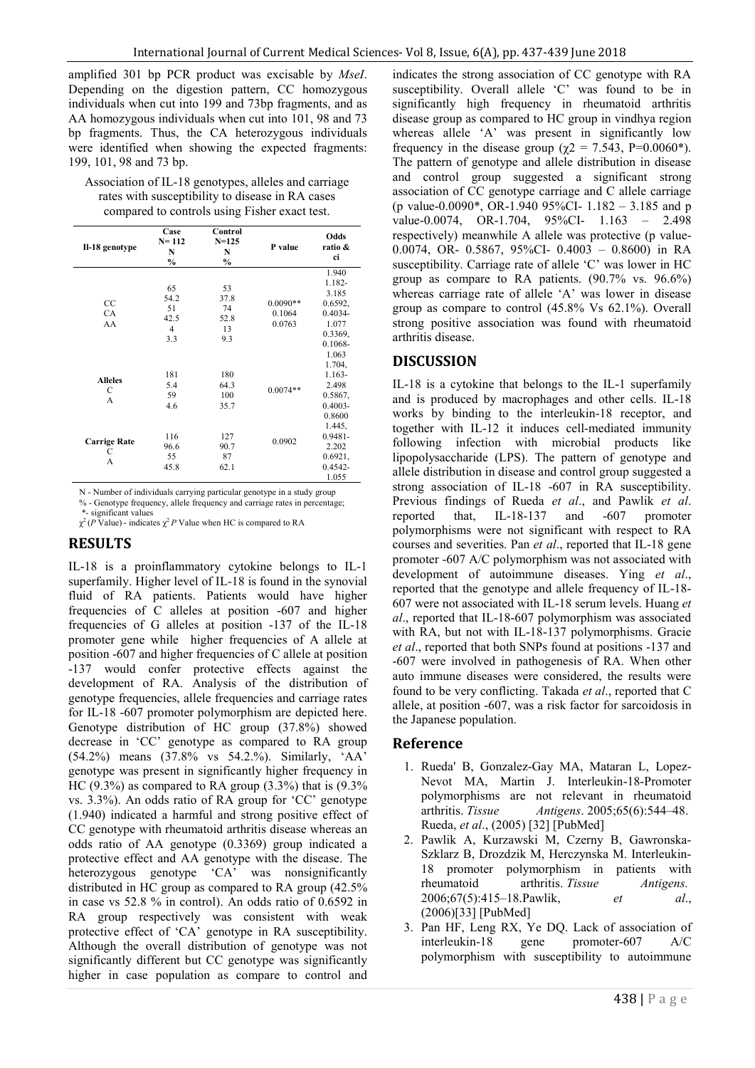amplified 301 bp PCR product was excisable by *MseI*. Depending on the digestion pattern, CC homozygous individuals when cut into 199 and 73bp fragments, and as AA homozygous individuals when cut into 101, 98 and 73 bp fragments. Thus, the CA heterozygous individuals were identified when showing the expected fragments: 199, 101, 98 and 73 bp.

Association of IL-18 genotypes, alleles and carriage rates with susceptibility to disease in RA cases compared to controls using Fisher exact test.

| Il-18 genotype | Case N= 112 N % | Control N=125 N % | P value | Odds ratio & ci |
|---|---|---|---|---|
| CC | 65 54.2 | 53 37.8 | 0.0090** | 1.940 1.182- 3.185 |
| CA | 51 42.5 | 74 52.8 | 0.1064 | 0.6592, 0.4034- 1.077 |
| AA | 4 3.3 | 13 9.3 | 0.0763 | 0.3369, 0.1068- 1.063 |
| **Alleles** | | | | |
| C | 181 5.4 | 180 64.3 | 0.0074** | 1.704, 1.163- 2.498 |
| A | 59 4.6 | 100 35.7 | | 0.5867, 0.4003- 0.8600 |
| **Carrige Rate** | | | | |
| C | 116 96.6 | 127 90.7 | 0.0902 | 1.445, 0.9481- 2.202 |
| A | 55 45.8 | 87 62.1 | | 0.6921, 0.4542- 1.055 |

N - Number of individuals carrying particular genotype in a study group
% - Genotype frequency, allele frequency and carriage rates in percentage;
*- significant values
$\chi^2$ (*P* Value) - indicates $\chi^2$ *P* Value when HC is compared to RA

## RESULTS

IL-18 is a proinflammatory cytokine belongs to IL-1 superfamily. Higher level of IL-18 is found in the synovial fluid of RA patients. Patients would have higher frequencies of C alleles at position -607 and higher frequencies of G alleles at position -137 of the IL-18 promoter gene while higher frequencies of A allele at position -607 and higher frequencies of C allele at position -137 would confer protective effects against the development of RA. Analysis of the distribution of genotype frequencies, allele frequencies and carriage rates for IL-18 -607 promoter polymorphism are depicted here. Genotype distribution of HC group (37.8%) showed decrease in 'CC' genotype as compared to RA group (54.2%) means (37.8% vs 54.2.%). Similarly, 'AA' genotype was present in significantly higher frequency in HC (9.3%) as compared to RA group (3.3%) that is (9.3% vs. 3.3%). An odds ratio of RA group for 'CC' genotype (1.940) indicated a harmful and strong positive effect of CC genotype with rheumatoid arthritis disease whereas an odds ratio of AA genotype (0.3369) group indicated a protective effect and AA genotype with the disease. The heterozygous genotype 'CA' was nonsignificantly distributed in HC group as compared to RA group (42.5% in case vs 52.8 % in control). An odds ratio of 0.6592 in RA group respectively was consistent with weak protective effect of 'CA' genotype in RA susceptibility. Although the overall distribution of genotype was not significantly different but CC genotype was significantly higher in case population as compare to control and indicates the strong association of CC genotype with RA susceptibility. Overall allele 'C' was found to be in significantly high frequency in rheumatoid arthritis disease group as compared to HC group in vindhya region whereas allele 'A' was present in significantly low frequency in the disease group ($\chi2$ = 7.543, P=0.0060*). The pattern of genotype and allele distribution in disease and control group suggested a significant strong association of CC genotype carriage and C allele carriage (p value-0.0090*, OR-1.940 95%CI- 1.182 – 3.185 and p value-0.0074, OR-1.704, 95%CI- 1.163 – 2.498 respectively) meanwhile A allele was protective (p value-0.0074, OR- 0.5867, 95%CI- 0.4003 – 0.8600) in RA susceptibility. Carriage rate of allele 'C' was lower in HC group as compare to RA patients. (90.7% vs. 96.6%) whereas carriage rate of allele 'A' was lower in disease group as compare to control (45.8% Vs 62.1%). Overall strong positive association was found with rheumatoid arthritis disease.

## DISCUSSION

IL-18 is a cytokine that belongs to the IL-1 superfamily and is produced by macrophages and other cells. IL-18 works by binding to the interleukin-18 receptor, and together with IL-12 it induces cell-mediated immunity following infection with microbial products like lipopolysaccharide (LPS). The pattern of genotype and allele distribution in disease and control group suggested a strong association of IL-18 -607 in RA susceptibility. Previous findings of Rueda *et al*., and Pawlik *et al*. reported that, IL-18-137 and -607 promoter polymorphisms were not significant with respect to RA courses and severities. Pan *et al*., reported that IL-18 gene promoter -607 A/C polymorphism was not associated with development of autoimmune diseases. Ying *et al*., reported that the genotype and allele frequency of IL-18-607 were not associated with IL-18 serum levels. Huang *et al*., reported that IL-18-607 polymorphism was associated with RA, but not with IL-18-137 polymorphisms. Gracie *et al*., reported that both SNPs found at positions -137 and -607 were involved in pathogenesis of RA. When other auto immune diseases were considered, the results were found to be very conflicting. Takada *et al*., reported that C allele, at position -607, was a risk factor for sarcoidosis in the Japanese population.

## Reference

1. Rueda' B, Gonzalez-Gay MA, Mataran L, Lopez-Nevot MA, Martin J. Interleukin-18-Promoter polymorphisms are not relevant in rheumatoid arthritis. *Tissue Antigens*. 2005;65(6):544–48. Rueda, *et al*., (2005) [32] [PubMed]
2. Pawlik A, Kurzawski M, Czerny B, Gawronska-Szklarz B, Drozdzik M, Herczynska M. Interleukin-18 promoter polymorphism in patients with rheumatoid arthritis. *Tissue Antigens.* 2006;67(5):415–18.Pawlik, *et al*., (2006)[33] [PubMed]
3. Pan HF, Leng RX, Ye DQ. Lack of association of interleukin-18 gene promoter-607 A/C polymorphism with susceptibility to autoimmune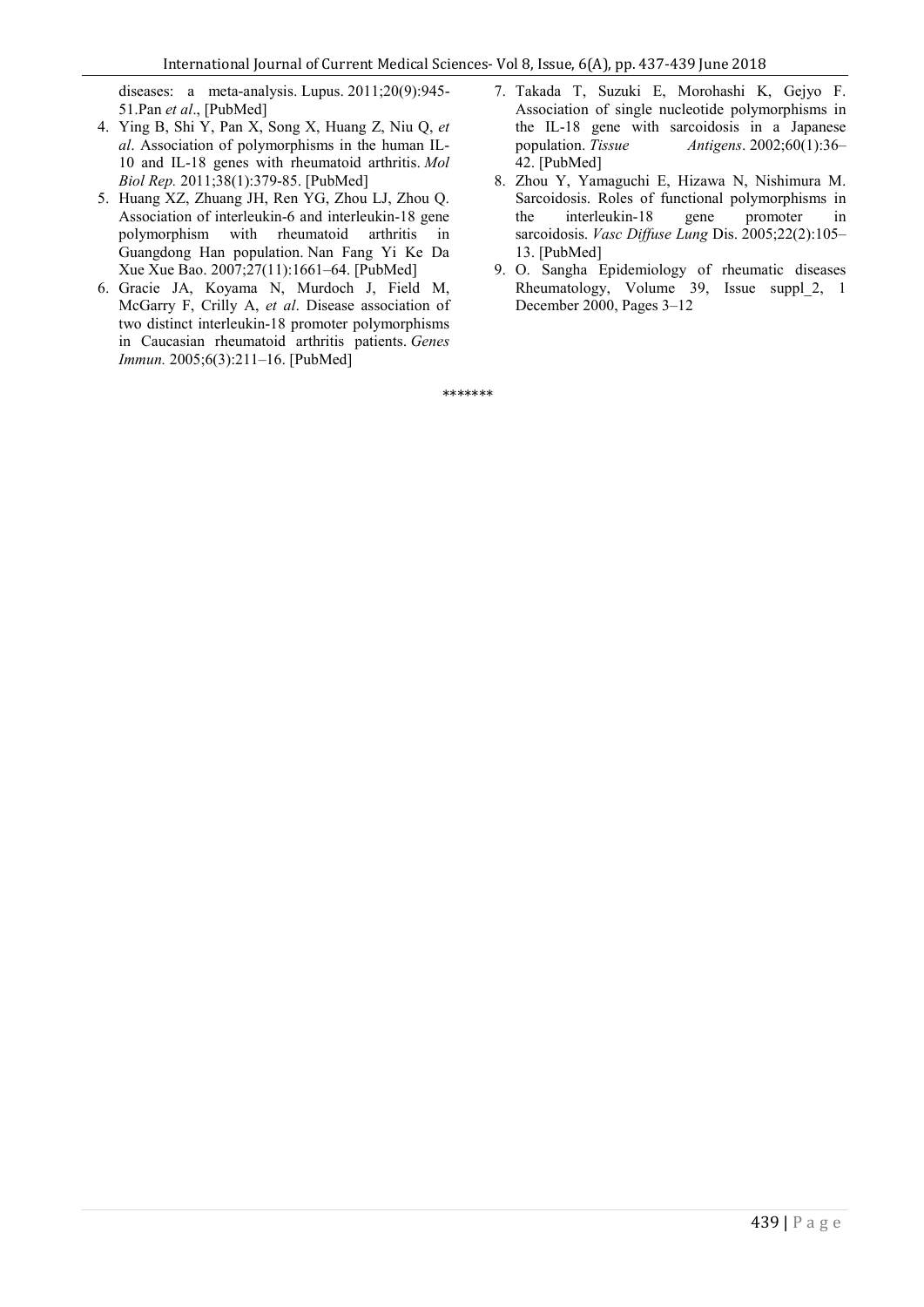diseases: a meta-analysis. Lupus. 2011;20(9):945-51.Pan *et al*., [PubMed]

4. Ying B, Shi Y, Pan X, Song X, Huang Z, Niu Q, *et al*. Association of polymorphisms in the human IL-10 and IL-18 genes with rheumatoid arthritis. *Mol Biol Rep.* 2011;38(1):379-85. [PubMed]
5. Huang XZ, Zhuang JH, Ren YG, Zhou LJ, Zhou Q. Association of interleukin-6 and interleukin-18 gene polymorphism with rheumatoid arthritis in Guangdong Han population. Nan Fang Yi Ke Da Xue Xue Bao. 2007;27(11):1661–64. [PubMed]
6. Gracie JA, Koyama N, Murdoch J, Field M, McGarry F, Crilly A, *et al*. Disease association of two distinct interleukin-18 promoter polymorphisms in Caucasian rheumatoid arthritis patients. *Genes Immun.* 2005;6(3):211–16. [PubMed]
7. Takada T, Suzuki E, Morohashi K, Gejyo F. Association of single nucleotide polymorphisms in the IL-18 gene with sarcoidosis in a Japanese population. *Tissue Antigens*. 2002;60(1):36–42. [PubMed]
8. Zhou Y, Yamaguchi E, Hizawa N, Nishimura M. Sarcoidosis. Roles of functional polymorphisms in the interleukin-18 gene promoter in sarcoidosis. *Vasc Diffuse Lung* Dis. 2005;22(2):105–13. [PubMed]
9. O. Sangha Epidemiology of rheumatic diseases Rheumatology, Volume 39, Issue suppl_2, 1 December 2000, Pages 3–12

*******